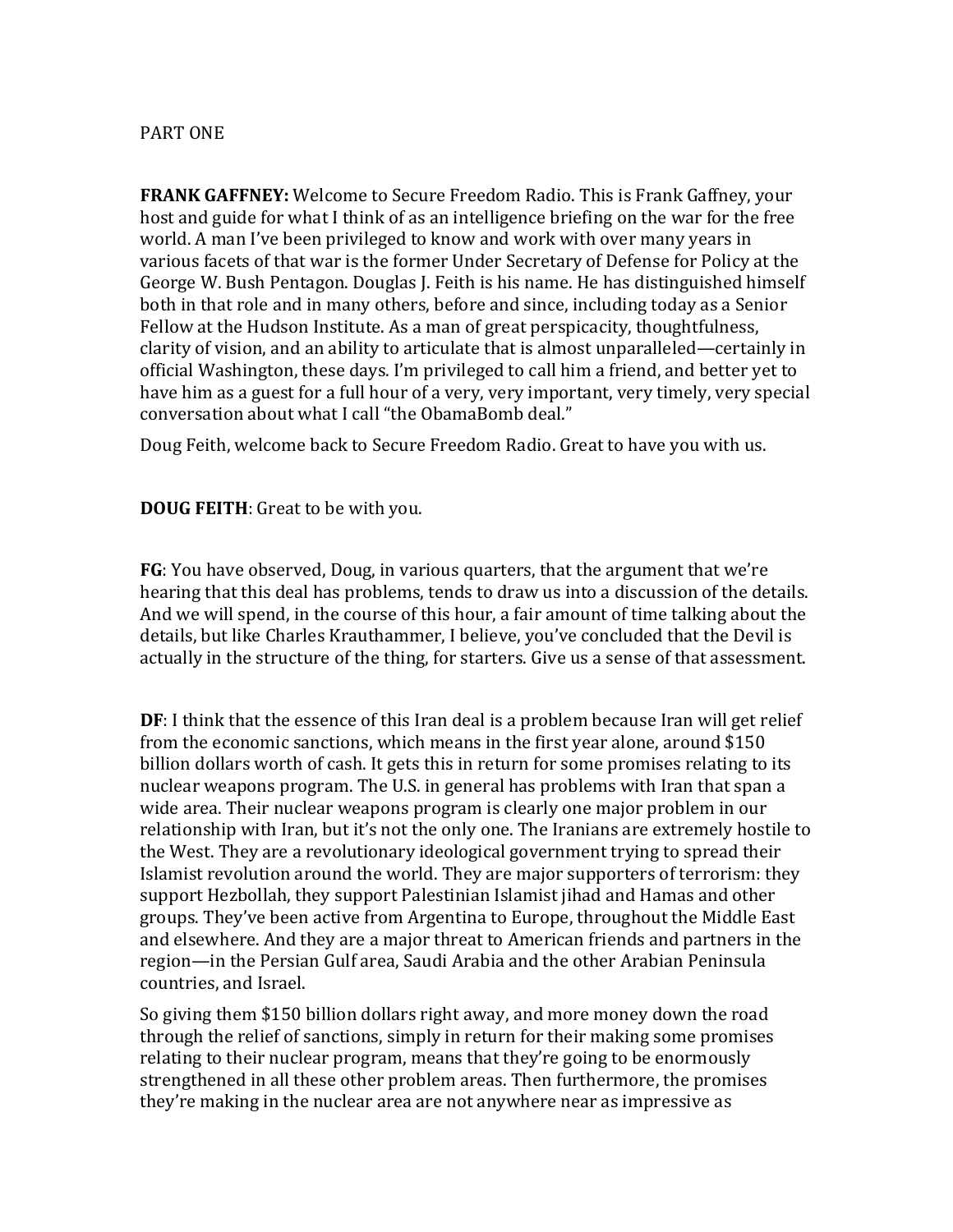PART ONE

**FRANK GAFFNEY:** Welcome to Secure Freedom Radio. This is Frank Gaffney, your host and guide for what I think of as an intelligence briefing on the war for the free world. A man I've been privileged to know and work with over many years in various facets of that war is the former Under Secretary of Defense for Policy at the George W. Bush Pentagon. Douglas J. Feith is his name. He has distinguished himself both in that role and in many others, before and since, including today as a Senior Fellow at the Hudson Institute. As a man of great perspicacity, thoughtfulness, clarity of vision, and an ability to articulate that is almost unparalleled—certainly in official Washington, these days. I'm privileged to call him a friend, and better yet to have him as a guest for a full hour of a very, very important, very timely, very special conversation about what I call "the ObamaBomb deal."

Doug Feith, welcome back to Secure Freedom Radio. Great to have you with us.

**DOUG FEITH**: Great to be with you.

**FG**: You have observed, Doug, in various quarters, that the argument that we're hearing that this deal has problems, tends to draw us into a discussion of the details. And we will spend, in the course of this hour, a fair amount of time talking about the details, but like Charles Krauthammer, I believe, you've concluded that the Devil is actually in the structure of the thing, for starters. Give us a sense of that assessment.

**DF**: I think that the essence of this Iran deal is a problem because Iran will get relief from the economic sanctions, which means in the first year alone, around $150 billion dollars worth of cash. It gets this in return for some promises relating to its nuclear weapons program. The U.S. in general has problems with Iran that span a wide area. Their nuclear weapons program is clearly one major problem in our relationship with Iran, but it's not the only one. The Iranians are extremely hostile to the West. They are a revolutionary ideological government trying to spread their Islamist revolution around the world. They are major supporters of terrorism: they support Hezbollah, they support Palestinian Islamist jihad and Hamas and other groups. They've been active from Argentina to Europe, throughout the Middle East and elsewhere. And they are a major threat to American friends and partners in the region—in the Persian Gulf area, Saudi Arabia and the other Arabian Peninsula countries, and Israel.

So giving them $150 billion dollars right away, and more money down the road through the relief of sanctions, simply in return for their making some promises relating to their nuclear program, means that they're going to be enormously strengthened in all these other problem areas. Then furthermore, the promises they're making in the nuclear area are not anywhere near as impressive as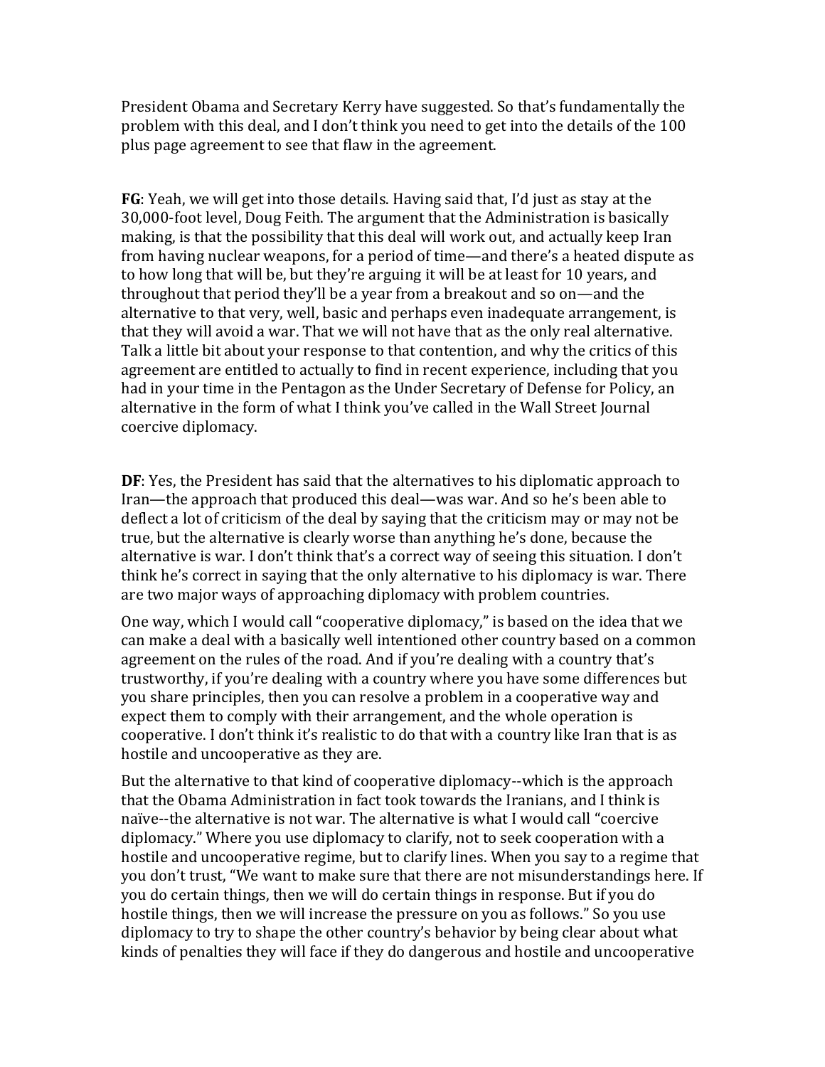President Obama and Secretary Kerry have suggested. So that's fundamentally the problem with this deal, and I don't think you need to get into the details of the 100 plus page agreement to see that flaw in the agreement.

**FG**: Yeah, we will get into those details. Having said that, I'd just as stay at the 30,000-foot level, Doug Feith. The argument that the Administration is basically making, is that the possibility that this deal will work out, and actually keep Iran from having nuclear weapons, for a period of time—and there's a heated dispute as to how long that will be, but they're arguing it will be at least for 10 years, and throughout that period they'll be a year from a breakout and so on—and the alternative to that very, well, basic and perhaps even inadequate arrangement, is that they will avoid a war. That we will not have that as the only real alternative. Talk a little bit about your response to that contention, and why the critics of this agreement are entitled to actually to find in recent experience, including that you had in your time in the Pentagon as the Under Secretary of Defense for Policy, an alternative in the form of what I think you've called in the Wall Street Journal coercive diplomacy.

**DF**: Yes, the President has said that the alternatives to his diplomatic approach to Iran—the approach that produced this deal—was war. And so he's been able to deflect a lot of criticism of the deal by saying that the criticism may or may not be true, but the alternative is clearly worse than anything he's done, because the alternative is war. I don't think that's a correct way of seeing this situation. I don't think he's correct in saying that the only alternative to his diplomacy is war. There are two major ways of approaching diplomacy with problem countries.

One way, which I would call "cooperative diplomacy," is based on the idea that we can make a deal with a basically well intentioned other country based on a common agreement on the rules of the road. And if you're dealing with a country that's trustworthy, if you're dealing with a country where you have some differences but you share principles, then you can resolve a problem in a cooperative way and expect them to comply with their arrangement, and the whole operation is cooperative. I don't think it's realistic to do that with a country like Iran that is as hostile and uncooperative as they are.

But the alternative to that kind of cooperative diplomacy--which is the approach that the Obama Administration in fact took towards the Iranians, and I think is naïve--the alternative is not war. The alternative is what I would call "coercive diplomacy." Where you use diplomacy to clarify, not to seek cooperation with a hostile and uncooperative regime, but to clarify lines. When you say to a regime that you don't trust, "We want to make sure that there are not misunderstandings here. If you do certain things, then we will do certain things in response. But if you do hostile things, then we will increase the pressure on you as follows." So you use diplomacy to try to shape the other country's behavior by being clear about what kinds of penalties they will face if they do dangerous and hostile and uncooperative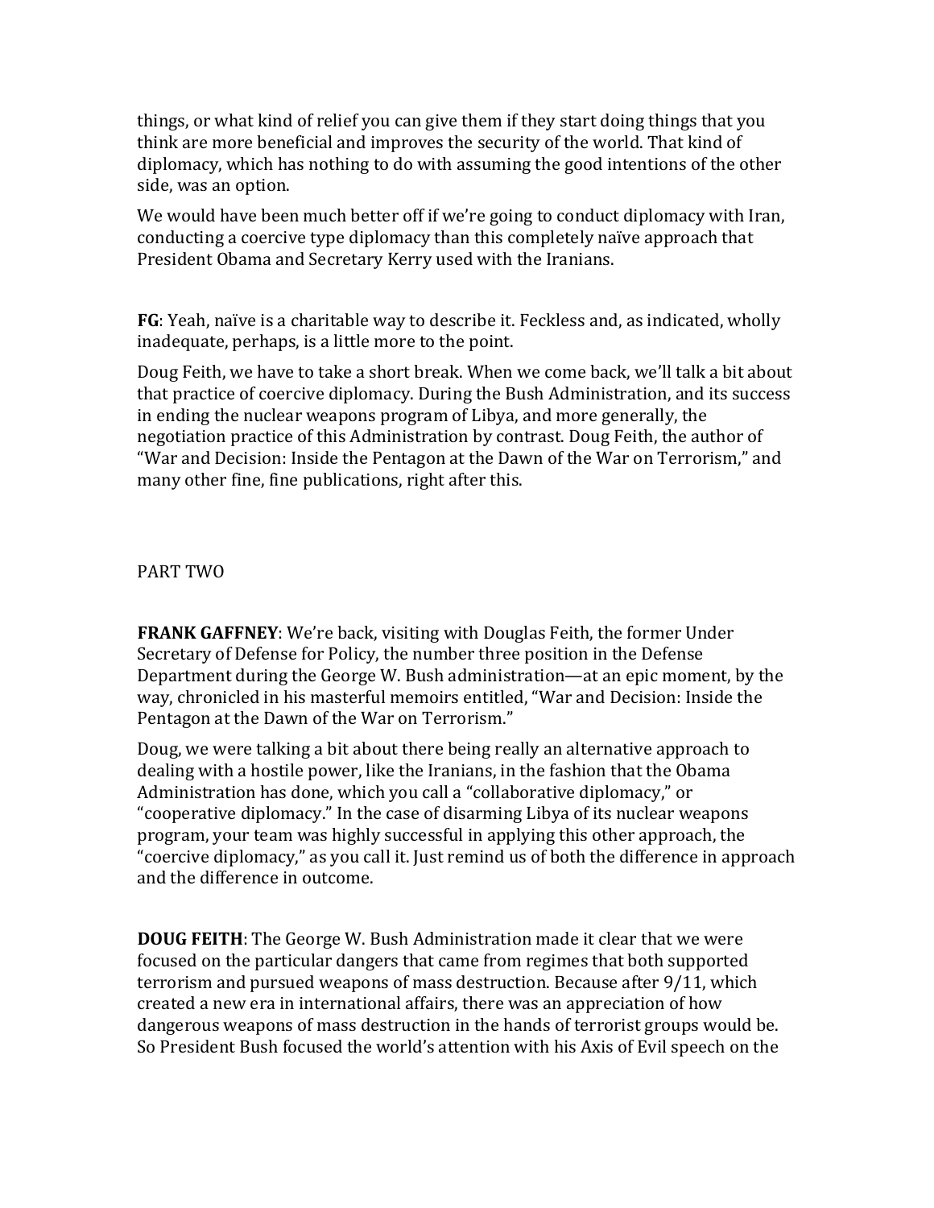things, or what kind of relief you can give them if they start doing things that you think are more beneficial and improves the security of the world. That kind of diplomacy, which has nothing to do with assuming the good intentions of the other side, was an option.

We would have been much better off if we're going to conduct diplomacy with Iran, conducting a coercive type diplomacy than this completely naïve approach that President Obama and Secretary Kerry used with the Iranians.

**FG**: Yeah, naïve is a charitable way to describe it. Feckless and, as indicated, wholly inadequate, perhaps, is a little more to the point.

Doug Feith, we have to take a short break. When we come back, we'll talk a bit about that practice of coercive diplomacy. During the Bush Administration, and its success in ending the nuclear weapons program of Libya, and more generally, the negotiation practice of this Administration by contrast. Doug Feith, the author of "War and Decision: Inside the Pentagon at the Dawn of the War on Terrorism," and many other fine, fine publications, right after this.

PART TWO

**FRANK GAFFNEY**: We're back, visiting with Douglas Feith, the former Under Secretary of Defense for Policy, the number three position in the Defense Department during the George W. Bush administration—at an epic moment, by the way, chronicled in his masterful memoirs entitled, "War and Decision: Inside the Pentagon at the Dawn of the War on Terrorism."

Doug, we were talking a bit about there being really an alternative approach to dealing with a hostile power, like the Iranians, in the fashion that the Obama Administration has done, which you call a "collaborative diplomacy," or "cooperative diplomacy." In the case of disarming Libya of its nuclear weapons program, your team was highly successful in applying this other approach, the "coercive diplomacy," as you call it. Just remind us of both the difference in approach and the difference in outcome.

**DOUG FEITH**: The George W. Bush Administration made it clear that we were focused on the particular dangers that came from regimes that both supported terrorism and pursued weapons of mass destruction. Because after 9/11, which created a new era in international affairs, there was an appreciation of how dangerous weapons of mass destruction in the hands of terrorist groups would be. So President Bush focused the world's attention with his Axis of Evil speech on the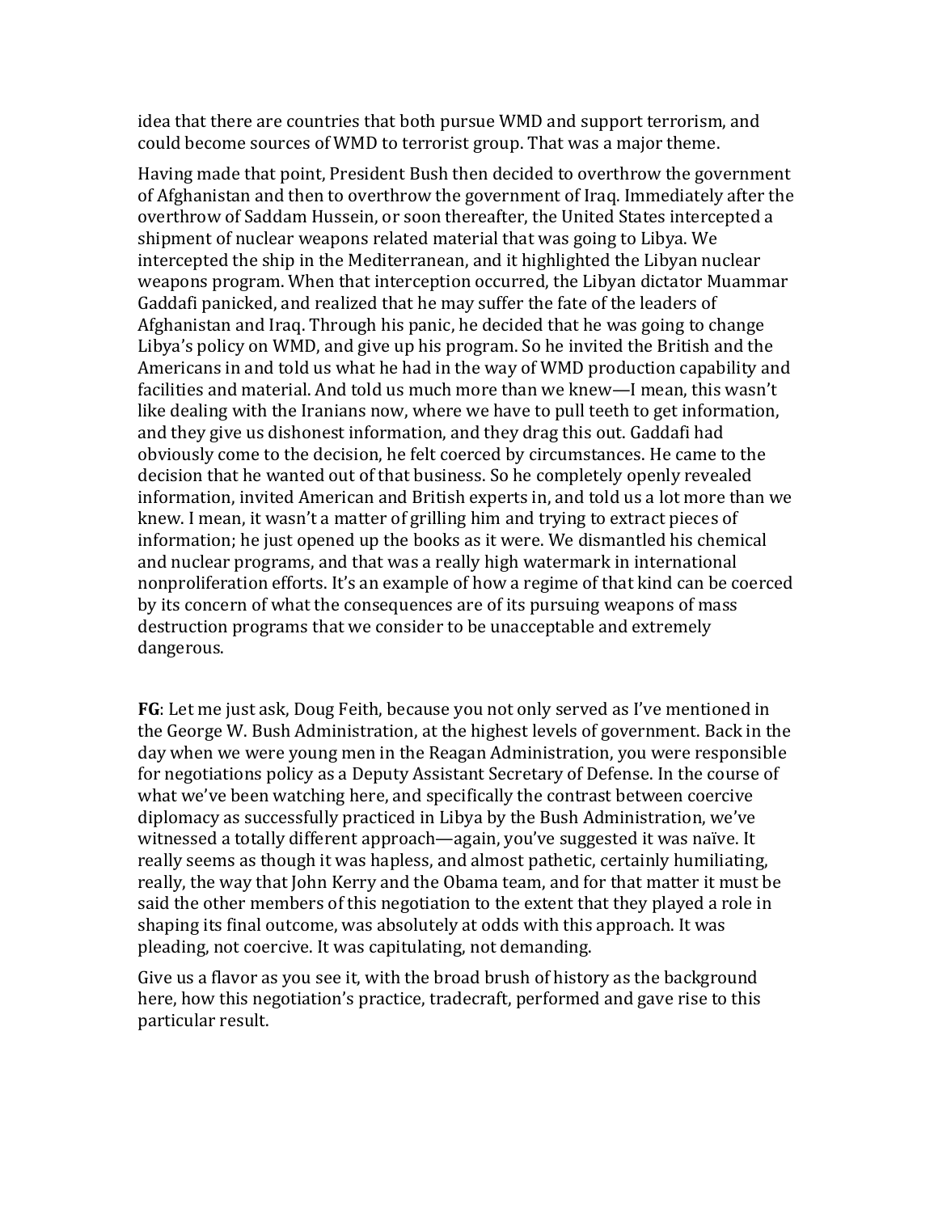idea that there are countries that both pursue WMD and support terrorism, and could become sources of WMD to terrorist group. That was a major theme.

Having made that point, President Bush then decided to overthrow the government of Afghanistan and then to overthrow the government of Iraq. Immediately after the overthrow of Saddam Hussein, or soon thereafter, the United States intercepted a shipment of nuclear weapons related material that was going to Libya. We intercepted the ship in the Mediterranean, and it highlighted the Libyan nuclear weapons program. When that interception occurred, the Libyan dictator Muammar Gaddafi panicked, and realized that he may suffer the fate of the leaders of Afghanistan and Iraq. Through his panic, he decided that he was going to change Libya's policy on WMD, and give up his program. So he invited the British and the Americans in and told us what he had in the way of WMD production capability and facilities and material. And told us much more than we knew—I mean, this wasn't like dealing with the Iranians now, where we have to pull teeth to get information, and they give us dishonest information, and they drag this out. Gaddafi had obviously come to the decision, he felt coerced by circumstances. He came to the decision that he wanted out of that business. So he completely openly revealed information, invited American and British experts in, and told us a lot more than we knew. I mean, it wasn't a matter of grilling him and trying to extract pieces of information; he just opened up the books as it were. We dismantled his chemical and nuclear programs, and that was a really high watermark in international nonproliferation efforts. It's an example of how a regime of that kind can be coerced by its concern of what the consequences are of its pursuing weapons of mass destruction programs that we consider to be unacceptable and extremely dangerous.

**FG**: Let me just ask, Doug Feith, because you not only served as I've mentioned in the George W. Bush Administration, at the highest levels of government. Back in the day when we were young men in the Reagan Administration, you were responsible for negotiations policy as a Deputy Assistant Secretary of Defense. In the course of what we've been watching here, and specifically the contrast between coercive diplomacy as successfully practiced in Libya by the Bush Administration, we've witnessed a totally different approach—again, you've suggested it was naïve. It really seems as though it was hapless, and almost pathetic, certainly humiliating, really, the way that John Kerry and the Obama team, and for that matter it must be said the other members of this negotiation to the extent that they played a role in shaping its final outcome, was absolutely at odds with this approach. It was pleading, not coercive. It was capitulating, not demanding.

Give us a flavor as you see it, with the broad brush of history as the background here, how this negotiation's practice, tradecraft, performed and gave rise to this particular result.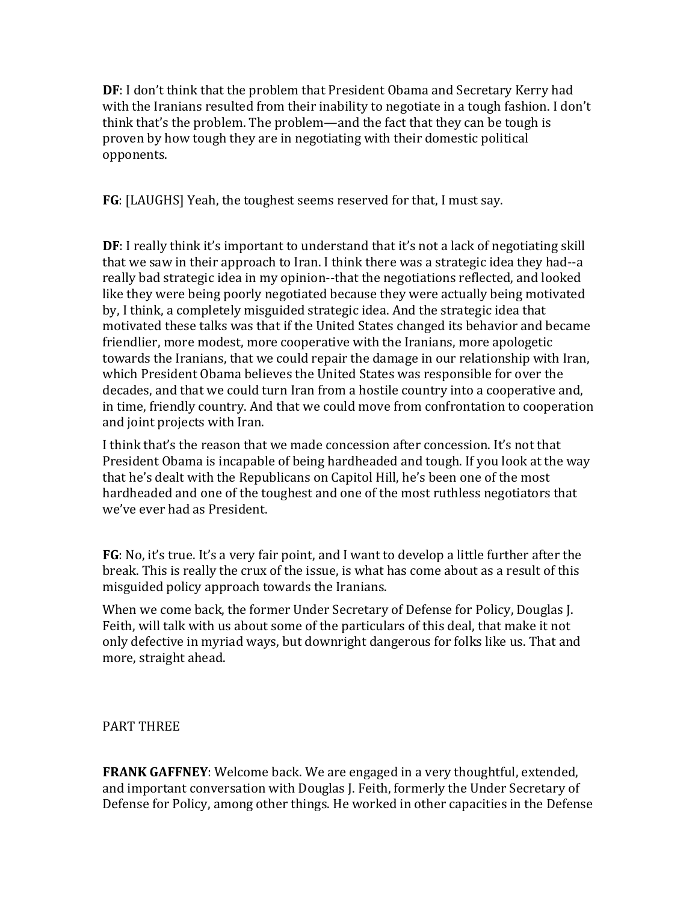**DF**: I don't think that the problem that President Obama and Secretary Kerry had with the Iranians resulted from their inability to negotiate in a tough fashion. I don't think that's the problem. The problem—and the fact that they can be tough is proven by how tough they are in negotiating with their domestic political opponents.

**FG**: [LAUGHS] Yeah, the toughest seems reserved for that, I must say.

**DF**: I really think it's important to understand that it's not a lack of negotiating skill that we saw in their approach to Iran. I think there was a strategic idea they had--a really bad strategic idea in my opinion--that the negotiations reflected, and looked like they were being poorly negotiated because they were actually being motivated by, I think, a completely misguided strategic idea. And the strategic idea that motivated these talks was that if the United States changed its behavior and became friendlier, more modest, more cooperative with the Iranians, more apologetic towards the Iranians, that we could repair the damage in our relationship with Iran, which President Obama believes the United States was responsible for over the decades, and that we could turn Iran from a hostile country into a cooperative and, in time, friendly country. And that we could move from confrontation to cooperation and joint projects with Iran.

I think that's the reason that we made concession after concession. It's not that President Obama is incapable of being hardheaded and tough. If you look at the way that he's dealt with the Republicans on Capitol Hill, he's been one of the most hardheaded and one of the toughest and one of the most ruthless negotiators that we've ever had as President.

**FG**: No, it's true. It's a very fair point, and I want to develop a little further after the break. This is really the crux of the issue, is what has come about as a result of this misguided policy approach towards the Iranians.

When we come back, the former Under Secretary of Defense for Policy, Douglas J. Feith, will talk with us about some of the particulars of this deal, that make it not only defective in myriad ways, but downright dangerous for folks like us. That and more, straight ahead.

PART THREE

**FRANK GAFFNEY**: Welcome back. We are engaged in a very thoughtful, extended, and important conversation with Douglas J. Feith, formerly the Under Secretary of Defense for Policy, among other things. He worked in other capacities in the Defense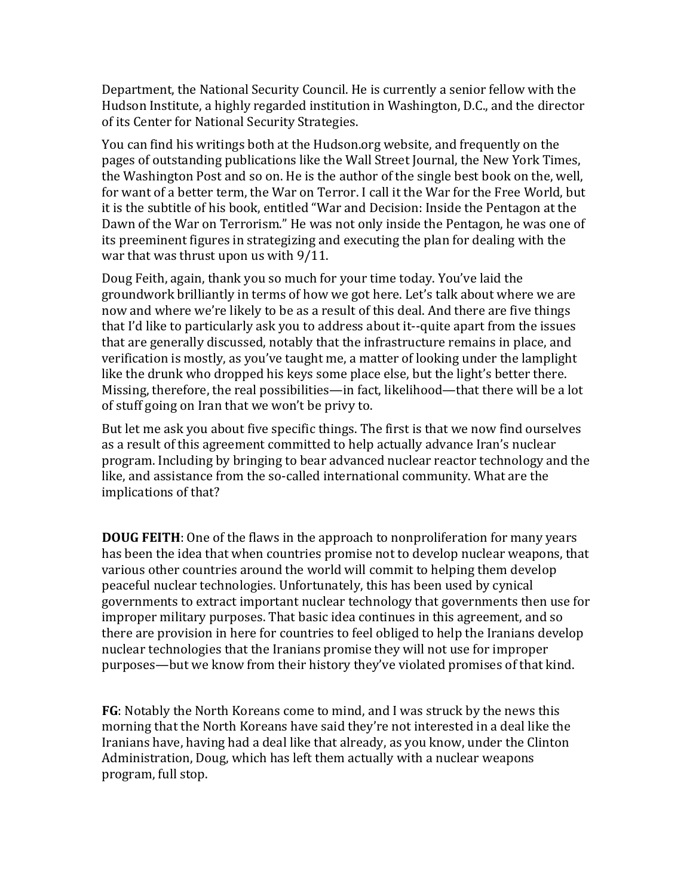Department, the National Security Council. He is currently a senior fellow with the Hudson Institute, a highly regarded institution in Washington, D.C., and the director of its Center for National Security Strategies.

You can find his writings both at the Hudson.org website, and frequently on the pages of outstanding publications like the Wall Street Journal, the New York Times, the Washington Post and so on. He is the author of the single best book on the, well, for want of a better term, the War on Terror. I call it the War for the Free World, but it is the subtitle of his book, entitled "War and Decision: Inside the Pentagon at the Dawn of the War on Terrorism." He was not only inside the Pentagon, he was one of its preeminent figures in strategizing and executing the plan for dealing with the war that was thrust upon us with 9/11.

Doug Feith, again, thank you so much for your time today. You've laid the groundwork brilliantly in terms of how we got here. Let's talk about where we are now and where we're likely to be as a result of this deal. And there are five things that I'd like to particularly ask you to address about it--quite apart from the issues that are generally discussed, notably that the infrastructure remains in place, and verification is mostly, as you've taught me, a matter of looking under the lamplight like the drunk who dropped his keys some place else, but the light's better there. Missing, therefore, the real possibilities—in fact, likelihood—that there will be a lot of stuff going on Iran that we won't be privy to.

But let me ask you about five specific things. The first is that we now find ourselves as a result of this agreement committed to help actually advance Iran's nuclear program. Including by bringing to bear advanced nuclear reactor technology and the like, and assistance from the so-called international community. What are the implications of that?

**DOUG FEITH**: One of the flaws in the approach to nonproliferation for many years has been the idea that when countries promise not to develop nuclear weapons, that various other countries around the world will commit to helping them develop peaceful nuclear technologies. Unfortunately, this has been used by cynical governments to extract important nuclear technology that governments then use for improper military purposes. That basic idea continues in this agreement, and so there are provision in here for countries to feel obliged to help the Iranians develop nuclear technologies that the Iranians promise they will not use for improper purposes—but we know from their history they've violated promises of that kind.

**FG**: Notably the North Koreans come to mind, and I was struck by the news this morning that the North Koreans have said they're not interested in a deal like the Iranians have, having had a deal like that already, as you know, under the Clinton Administration, Doug, which has left them actually with a nuclear weapons program, full stop.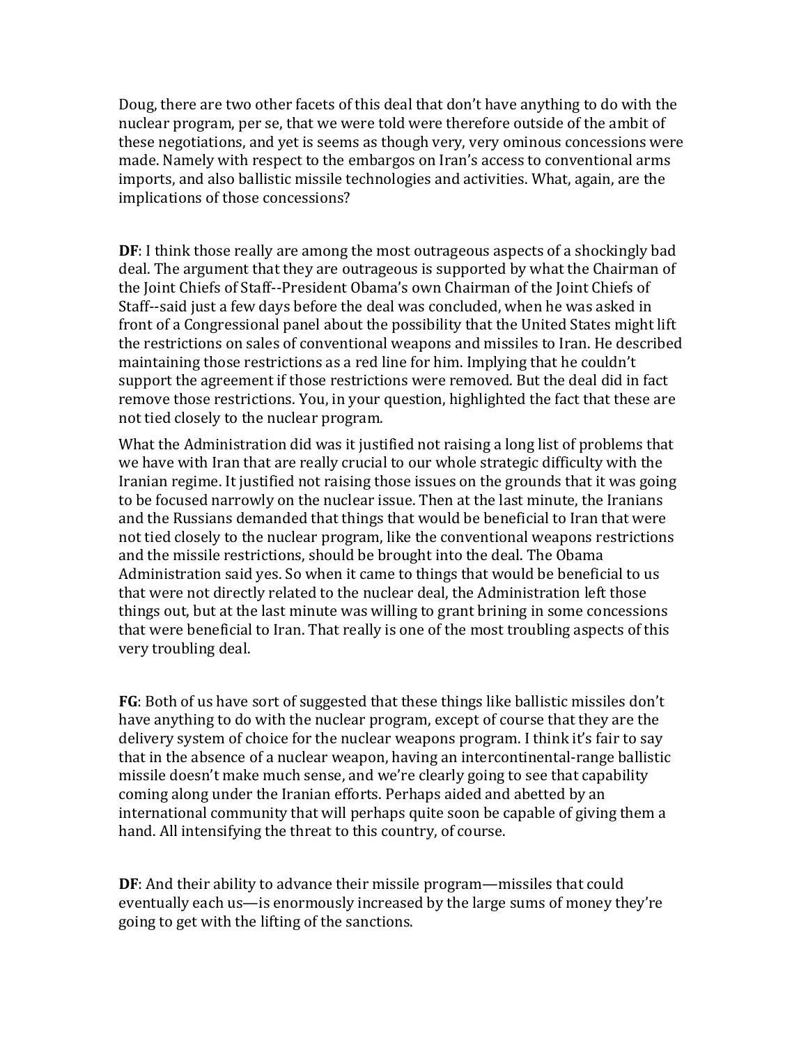Doug, there are two other facets of this deal that don't have anything to do with the nuclear program, per se, that we were told were therefore outside of the ambit of these negotiations, and yet is seems as though very, very ominous concessions were made. Namely with respect to the embargos on Iran's access to conventional arms imports, and also ballistic missile technologies and activities. What, again, are the implications of those concessions?

**DF**: I think those really are among the most outrageous aspects of a shockingly bad deal. The argument that they are outrageous is supported by what the Chairman of the Joint Chiefs of Staff--President Obama's own Chairman of the Joint Chiefs of Staff--said just a few days before the deal was concluded, when he was asked in front of a Congressional panel about the possibility that the United States might lift the restrictions on sales of conventional weapons and missiles to Iran. He described maintaining those restrictions as a red line for him. Implying that he couldn't support the agreement if those restrictions were removed. But the deal did in fact remove those restrictions. You, in your question, highlighted the fact that these are not tied closely to the nuclear program.

What the Administration did was it justified not raising a long list of problems that we have with Iran that are really crucial to our whole strategic difficulty with the Iranian regime. It justified not raising those issues on the grounds that it was going to be focused narrowly on the nuclear issue. Then at the last minute, the Iranians and the Russians demanded that things that would be beneficial to Iran that were not tied closely to the nuclear program, like the conventional weapons restrictions and the missile restrictions, should be brought into the deal. The Obama Administration said yes. So when it came to things that would be beneficial to us that were not directly related to the nuclear deal, the Administration left those things out, but at the last minute was willing to grant brining in some concessions that were beneficial to Iran. That really is one of the most troubling aspects of this very troubling deal.

**FG**: Both of us have sort of suggested that these things like ballistic missiles don't have anything to do with the nuclear program, except of course that they are the delivery system of choice for the nuclear weapons program. I think it's fair to say that in the absence of a nuclear weapon, having an intercontinental-range ballistic missile doesn't make much sense, and we're clearly going to see that capability coming along under the Iranian efforts. Perhaps aided and abetted by an international community that will perhaps quite soon be capable of giving them a hand. All intensifying the threat to this country, of course.

**DF**: And their ability to advance their missile program—missiles that could eventually each us—is enormously increased by the large sums of money they're going to get with the lifting of the sanctions.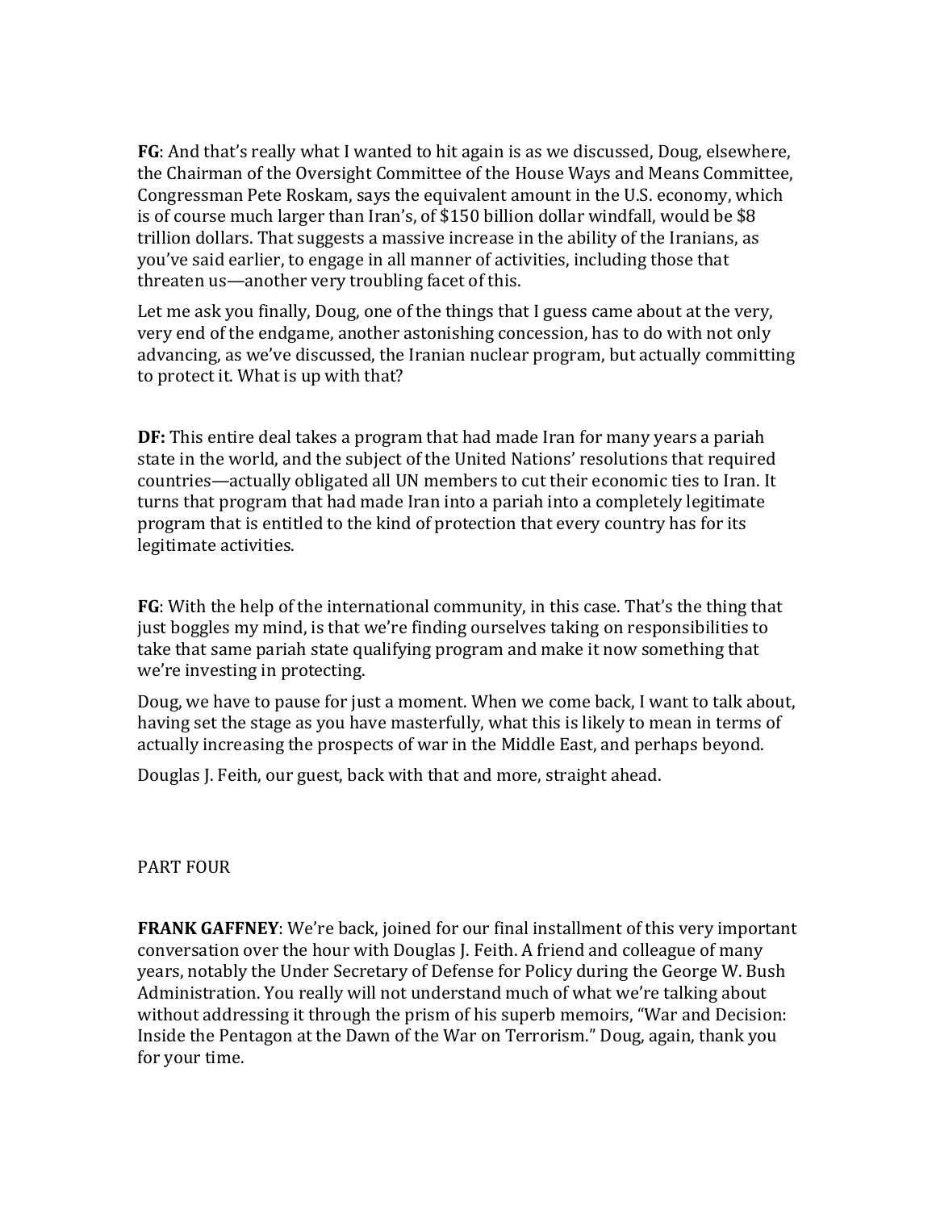**FG**: And that's really what I wanted to hit again is as we discussed, Doug, elsewhere, the Chairman of the Oversight Committee of the House Ways and Means Committee, Congressman Pete Roskam, says the equivalent amount in the U.S. economy, which is of course much larger than Iran's, of $150 billion dollar windfall, would be $8 trillion dollars. That suggests a massive increase in the ability of the Iranians, as you've said earlier, to engage in all manner of activities, including those that threaten us—another very troubling facet of this.

Let me ask you finally, Doug, one of the things that I guess came about at the very, very end of the endgame, another astonishing concession, has to do with not only advancing, as we've discussed, the Iranian nuclear program, but actually committing to protect it. What is up with that?

**DF:** This entire deal takes a program that had made Iran for many years a pariah state in the world, and the subject of the United Nations' resolutions that required countries—actually obligated all UN members to cut their economic ties to Iran. It turns that program that had made Iran into a pariah into a completely legitimate program that is entitled to the kind of protection that every country has for its legitimate activities.

**FG**: With the help of the international community, in this case. That's the thing that just boggles my mind, is that we're finding ourselves taking on responsibilities to take that same pariah state qualifying program and make it now something that we're investing in protecting.

Doug, we have to pause for just a moment. When we come back, I want to talk about, having set the stage as you have masterfully, what this is likely to mean in terms of actually increasing the prospects of war in the Middle East, and perhaps beyond.

Douglas J. Feith, our guest, back with that and more, straight ahead.

PART FOUR

**FRANK GAFFNEY**: We're back, joined for our final installment of this very important conversation over the hour with Douglas J. Feith. A friend and colleague of many years, notably the Under Secretary of Defense for Policy during the George W. Bush Administration. You really will not understand much of what we're talking about without addressing it through the prism of his superb memoirs, "War and Decision: Inside the Pentagon at the Dawn of the War on Terrorism." Doug, again, thank you for your time.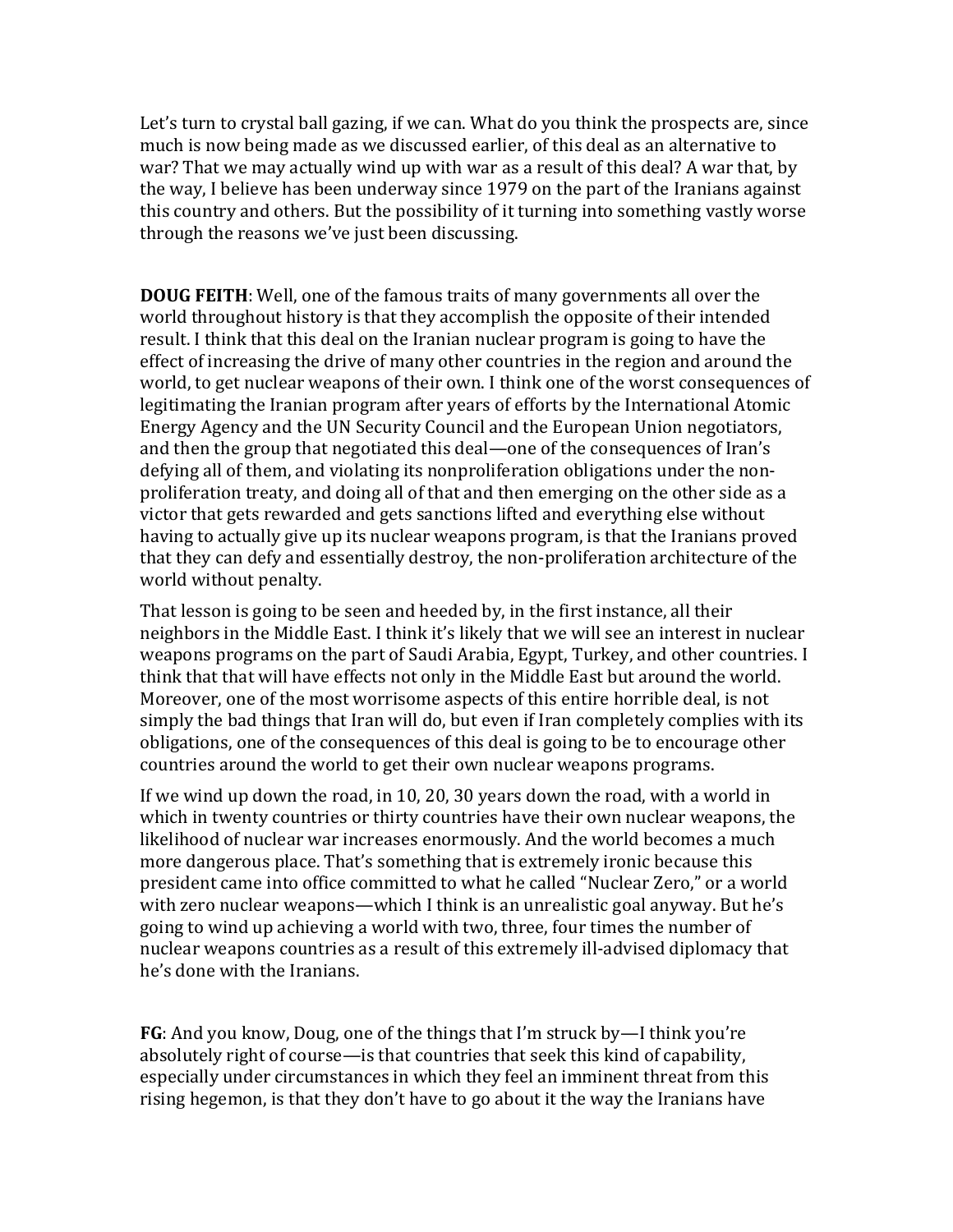Let's turn to crystal ball gazing, if we can. What do you think the prospects are, since much is now being made as we discussed earlier, of this deal as an alternative to war? That we may actually wind up with war as a result of this deal? A war that, by the way, I believe has been underway since 1979 on the part of the Iranians against this country and others. But the possibility of it turning into something vastly worse through the reasons we've just been discussing.

**DOUG FEITH**: Well, one of the famous traits of many governments all over the world throughout history is that they accomplish the opposite of their intended result. I think that this deal on the Iranian nuclear program is going to have the effect of increasing the drive of many other countries in the region and around the world, to get nuclear weapons of their own. I think one of the worst consequences of legitimating the Iranian program after years of efforts by the International Atomic Energy Agency and the UN Security Council and the European Union negotiators, and then the group that negotiated this deal—one of the consequences of Iran's defying all of them, and violating its nonproliferation obligations under the non-proliferation treaty, and doing all of that and then emerging on the other side as a victor that gets rewarded and gets sanctions lifted and everything else without having to actually give up its nuclear weapons program, is that the Iranians proved that they can defy and essentially destroy, the non-proliferation architecture of the world without penalty.

That lesson is going to be seen and heeded by, in the first instance, all their neighbors in the Middle East. I think it's likely that we will see an interest in nuclear weapons programs on the part of Saudi Arabia, Egypt, Turkey, and other countries. I think that that will have effects not only in the Middle East but around the world. Moreover, one of the most worrisome aspects of this entire horrible deal, is not simply the bad things that Iran will do, but even if Iran completely complies with its obligations, one of the consequences of this deal is going to be to encourage other countries around the world to get their own nuclear weapons programs.

If we wind up down the road, in 10, 20, 30 years down the road, with a world in which in twenty countries or thirty countries have their own nuclear weapons, the likelihood of nuclear war increases enormously. And the world becomes a much more dangerous place. That's something that is extremely ironic because this president came into office committed to what he called "Nuclear Zero," or a world with zero nuclear weapons—which I think is an unrealistic goal anyway. But he's going to wind up achieving a world with two, three, four times the number of nuclear weapons countries as a result of this extremely ill-advised diplomacy that he's done with the Iranians.

**FG**: And you know, Doug, one of the things that I'm struck by—I think you're absolutely right of course—is that countries that seek this kind of capability, especially under circumstances in which they feel an imminent threat from this rising hegemon, is that they don't have to go about it the way the Iranians have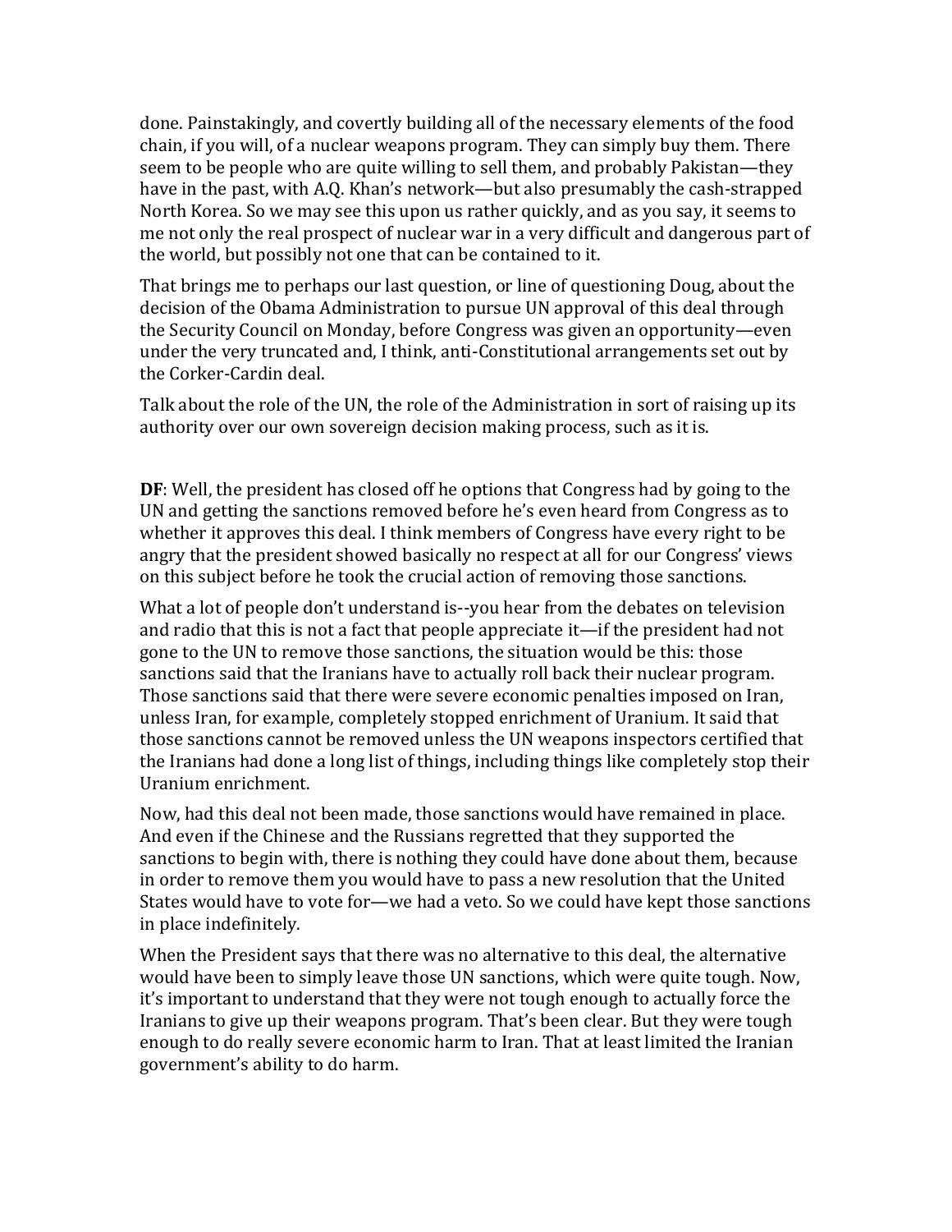done. Painstakingly, and covertly building all of the necessary elements of the food chain, if you will, of a nuclear weapons program. They can simply buy them. There seem to be people who are quite willing to sell them, and probably Pakistan—they have in the past, with A.Q. Khan's network—but also presumably the cash-strapped North Korea. So we may see this upon us rather quickly, and as you say, it seems to me not only the real prospect of nuclear war in a very difficult and dangerous part of the world, but possibly not one that can be contained to it.

That brings me to perhaps our last question, or line of questioning Doug, about the decision of the Obama Administration to pursue UN approval of this deal through the Security Council on Monday, before Congress was given an opportunity—even under the very truncated and, I think, anti-Constitutional arrangements set out by the Corker-Cardin deal.

Talk about the role of the UN, the role of the Administration in sort of raising up its authority over our own sovereign decision making process, such as it is.

**DF**: Well, the president has closed off he options that Congress had by going to the UN and getting the sanctions removed before he's even heard from Congress as to whether it approves this deal. I think members of Congress have every right to be angry that the president showed basically no respect at all for our Congress' views on this subject before he took the crucial action of removing those sanctions.

What a lot of people don't understand is--you hear from the debates on television and radio that this is not a fact that people appreciate it—if the president had not gone to the UN to remove those sanctions, the situation would be this: those sanctions said that the Iranians have to actually roll back their nuclear program. Those sanctions said that there were severe economic penalties imposed on Iran, unless Iran, for example, completely stopped enrichment of Uranium. It said that those sanctions cannot be removed unless the UN weapons inspectors certified that the Iranians had done a long list of things, including things like completely stop their Uranium enrichment.

Now, had this deal not been made, those sanctions would have remained in place. And even if the Chinese and the Russians regretted that they supported the sanctions to begin with, there is nothing they could have done about them, because in order to remove them you would have to pass a new resolution that the United States would have to vote for—we had a veto. So we could have kept those sanctions in place indefinitely.

When the President says that there was no alternative to this deal, the alternative would have been to simply leave those UN sanctions, which were quite tough. Now, it's important to understand that they were not tough enough to actually force the Iranians to give up their weapons program. That's been clear. But they were tough enough to do really severe economic harm to Iran. That at least limited the Iranian government's ability to do harm.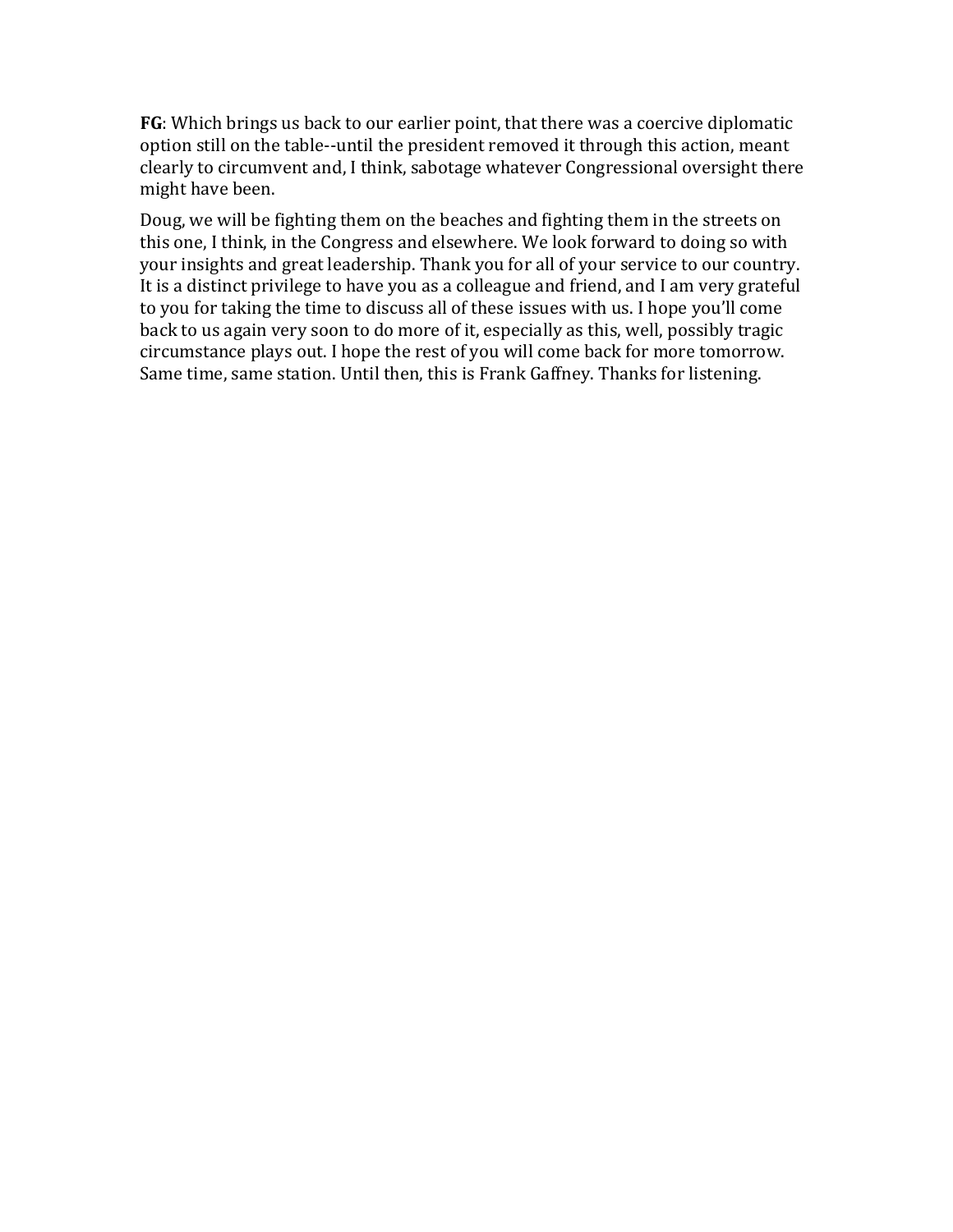**FG**: Which brings us back to our earlier point, that there was a coercive diplomatic option still on the table--until the president removed it through this action, meant clearly to circumvent and, I think, sabotage whatever Congressional oversight there might have been.

Doug, we will be fighting them on the beaches and fighting them in the streets on this one, I think, in the Congress and elsewhere. We look forward to doing so with your insights and great leadership. Thank you for all of your service to our country. It is a distinct privilege to have you as a colleague and friend, and I am very grateful to you for taking the time to discuss all of these issues with us. I hope you'll come back to us again very soon to do more of it, especially as this, well, possibly tragic circumstance plays out. I hope the rest of you will come back for more tomorrow. Same time, same station. Until then, this is Frank Gaffney. Thanks for listening.